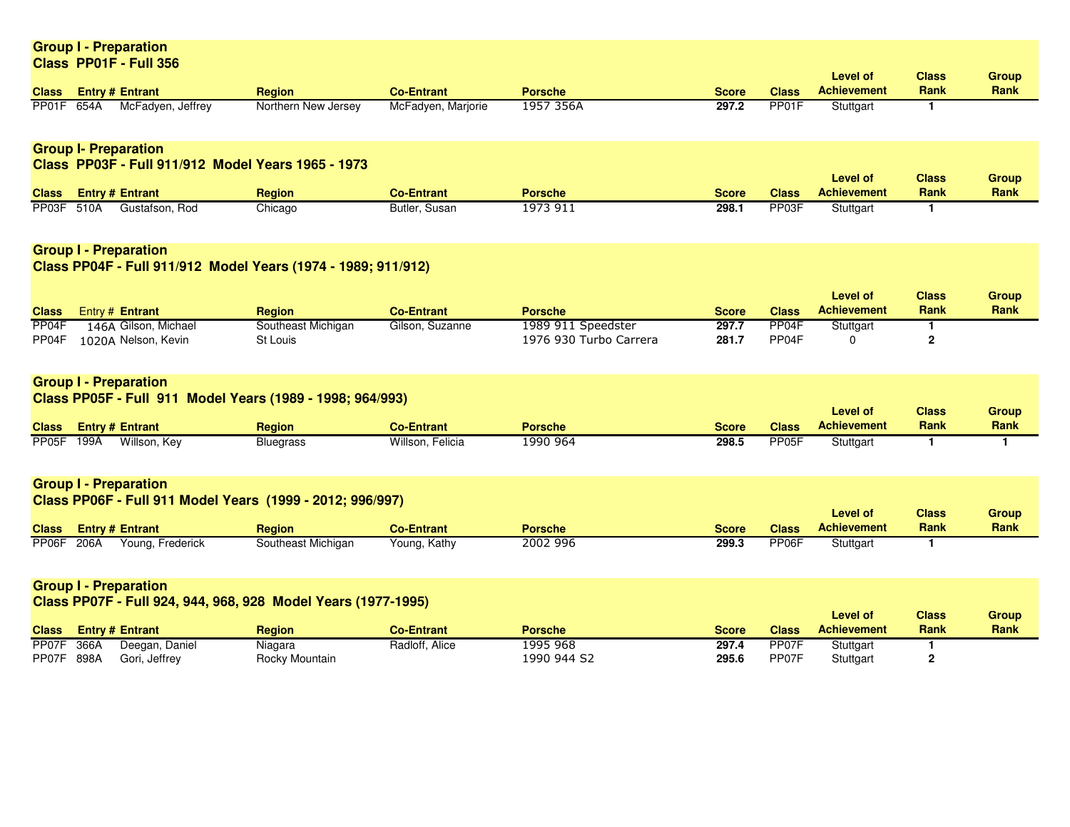## Group I - Preparation
### Class PP01F - Full 356

| Class | Entry # | Entrant | Region | Co-Entrant | Porsche | Score | Class | Level of Achievement | Class Rank | Group Rank |
|---|---|---|---|---|---|---|---|---|---|---|
| PP01F | 654A | McFadyen, Jeffrey | Northern New Jersey | McFadyen, Marjorie | 1957 356A | **297.2** | PP01F | Stuttgart | **1** | |

## Group I- Preparation
### Class PP03F - Full 911/912 Model Years 1965 - 1973

| Class | Entry # | Entrant | Region | Co-Entrant | Porsche | Score | Class | Level of Achievement | Class Rank | Group Rank |
|---|---|---|---|---|---|---|---|---|---|---|
| PP03F | 510A | Gustafson, Rod | Chicago | Butler, Susan | 1973 911 | **298.1** | PP03F | Stuttgart | **1** | |

## Group I - Preparation
### Class PP04F - Full 911/912 Model Years (1974 - 1989; 911/912)

| Class | Entry # | Entrant | Region | Co-Entrant | Porsche | Score | Class | Level of Achievement | Class Rank | Group Rank |
|---|---|---|---|---|---|---|---|---|---|---|
| PP04F | 146A | Gilson, Michael | Southeast Michigan | Gilson, Suzanne | 1989 911 Speedster | **297.7** | PP04F | Stuttgart | **1** | |
| PP04F | 1020A | Nelson, Kevin | St Louis | | 1976 930 Turbo Carrera | **281.7** | PP04F | 0 | **2** | |

## Group I - Preparation
### Class PP05F - Full 911 Model Years (1989 - 1998; 964/993)

| Class | Entry # | Entrant | Region | Co-Entrant | Porsche | Score | Class | Level of Achievement | Class Rank | Group Rank |
|---|---|---|---|---|---|---|---|---|---|---|
| PP05F | 199A | Willson, Key | Bluegrass | Willson, Felicia | 1990 964 | **298.5** | PP05F | Stuttgart | **1** | **1** |

## Group I - Preparation
### Class PP06F - Full 911 Model Years (1999 - 2012; 996/997)

| Class | Entry # | Entrant | Region | Co-Entrant | Porsche | Score | Class | Level of Achievement | Class Rank | Group Rank |
|---|---|---|---|---|---|---|---|---|---|---|
| PP06F | 206A | Young, Frederick | Southeast Michigan | Young, Kathy | 2002 996 | **299.3** | PP06F | Stuttgart | **1** | |

## Group I - Preparation
### Class PP07F - Full 924, 944, 968, 928 Model Years (1977-1995)

| Class | Entry # | Entrant | Region | Co-Entrant | Porsche | Score | Class | Level of Achievement | Class Rank | Group Rank |
|---|---|---|---|---|---|---|---|---|---|---|
| PP07F | 366A | Deegan, Daniel | Niagara | Radloff, Alice | 1995 968 | **297.4** | PP07F | Stuttgart | **1** | |
| PP07F | 898A | Gori, Jeffrey | Rocky Mountain | | 1990 944 S2 | **295.6** | PP07F | Stuttgart | **2** | |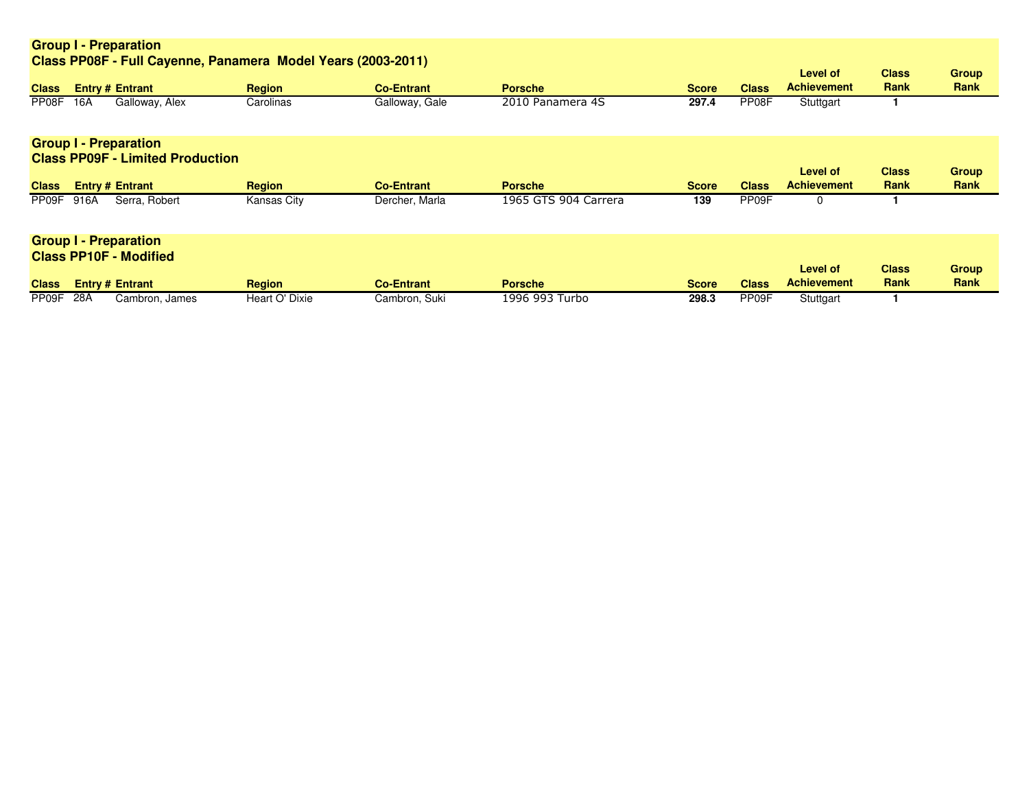**Group I - Preparation**
**Class PP08F - Full Cayenne, Panamera Model Years (2003-2011)**

| Class | Entry # | Entrant | Region | Co-Entrant | Porsche | Score | Class | Level of Achievement | Class Rank | Group Rank |
|---|---|---|---|---|---|---|---|---|---|---|
| PP08F | 16A | Galloway, Alex | Carolinas | Galloway, Gale | 2010 Panamera 4S | **297.4** | PP08F | Stuttgart | **1** | |

**Group I - Preparation**
**Class PP09F - Limited Production**

| Class | Entry # | Entrant | Region | Co-Entrant | Porsche | Score | Class | Level of Achievement | Class Rank | Group Rank |
|---|---|---|---|---|---|---|---|---|---|---|
| PP09F | 916A | Serra, Robert | Kansas City | Dercher, Marla | 1965 GTS 904 Carrera | **139** | PP09F | 0 | **1** | |

**Group I - Preparation**
**Class PP10F - Modified**

| Class | Entry # | Entrant | Region | Co-Entrant | Porsche | Score | Class | Level of Achievement | Class Rank | Group Rank |
|---|---|---|---|---|---|---|---|---|---|---|
| PP09F | 28A | Cambron, James | Heart O' Dixie | Cambron, Suki | 1996 993 Turbo | **298.3** | PP09F | Stuttgart | **1** | |